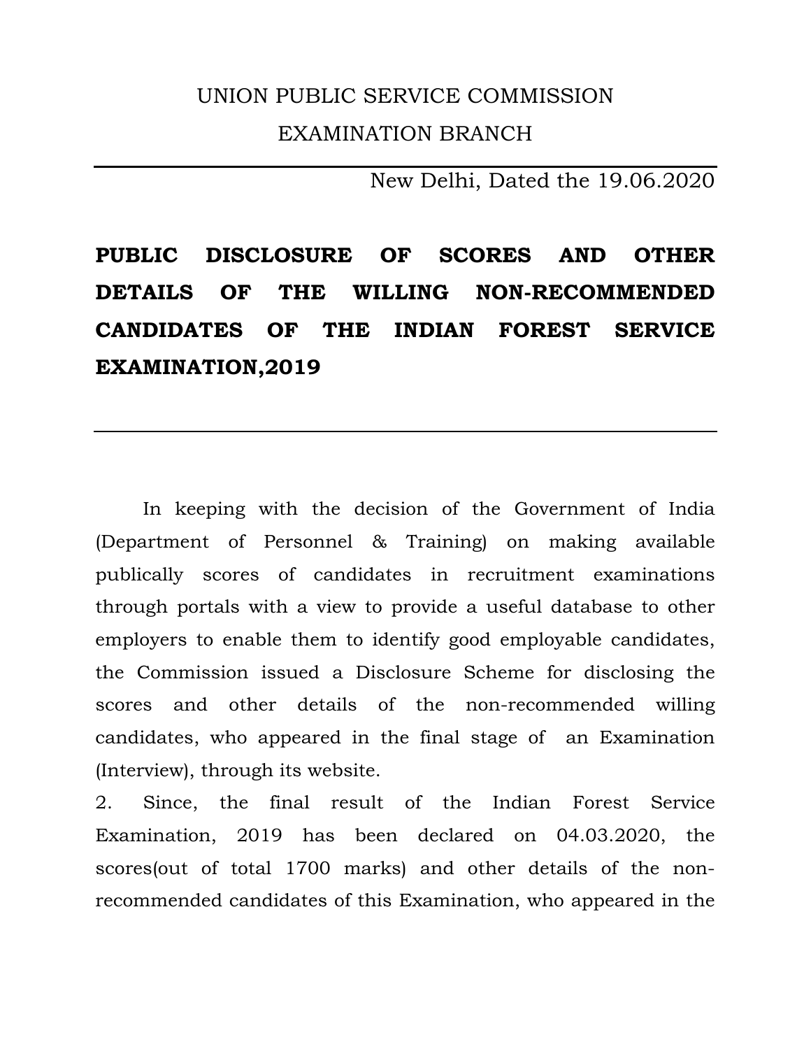UNION PUBLIC SERVICE COMMISSION

EXAMINATION BRANCH

New Delhi, Dated the 19.06.2020

# PUBLIC DISCLOSURE OF SCORES AND OTHER DETAILS OF THE WILLING NON-RECOMMENDED CANDIDATES OF THE INDIAN FOREST SERVICE EXAMINATION,2019

In keeping with the decision of the Government of India (Department of Personnel & Training) on making available publically scores of candidates in recruitment examinations through portals with a view to provide a useful database to other employers to enable them to identify good employable candidates, the Commission issued a Disclosure Scheme for disclosing the scores and other details of the non-recommended willing candidates, who appeared in the final stage of an Examination (Interview), through its website.

2. Since, the final result of the Indian Forest Service Examination, 2019 has been declared on 04.03.2020, the scores(out of total 1700 marks) and other details of the non-recommended candidates of this Examination, who appeared in the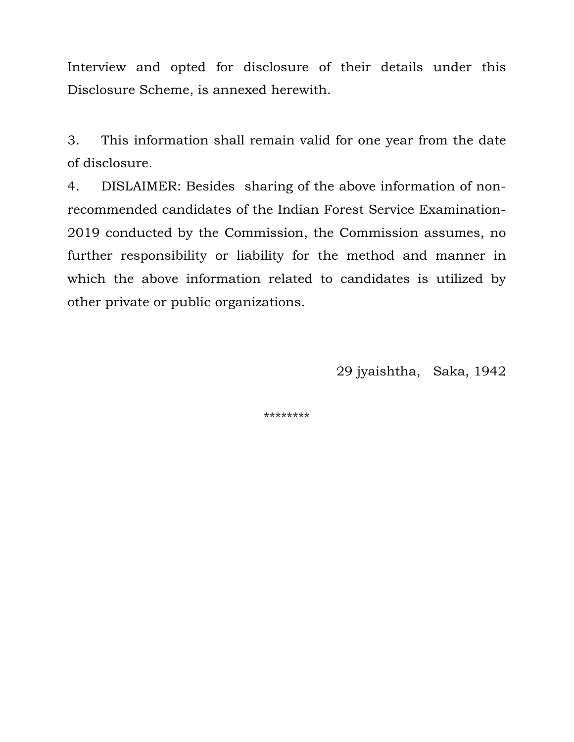Interview and opted for disclosure of their details under this Disclosure Scheme, is annexed herewith.

3. This information shall remain valid for one year from the date of disclosure.

4. DISLAIMER: Besides sharing of the above information of non-recommended candidates of the Indian Forest Service Examination-2019 conducted by the Commission, the Commission assumes, no further responsibility or liability for the method and manner in which the above information related to candidates is utilized by other private or public organizations.

29 jyaishtha, Saka, 1942

********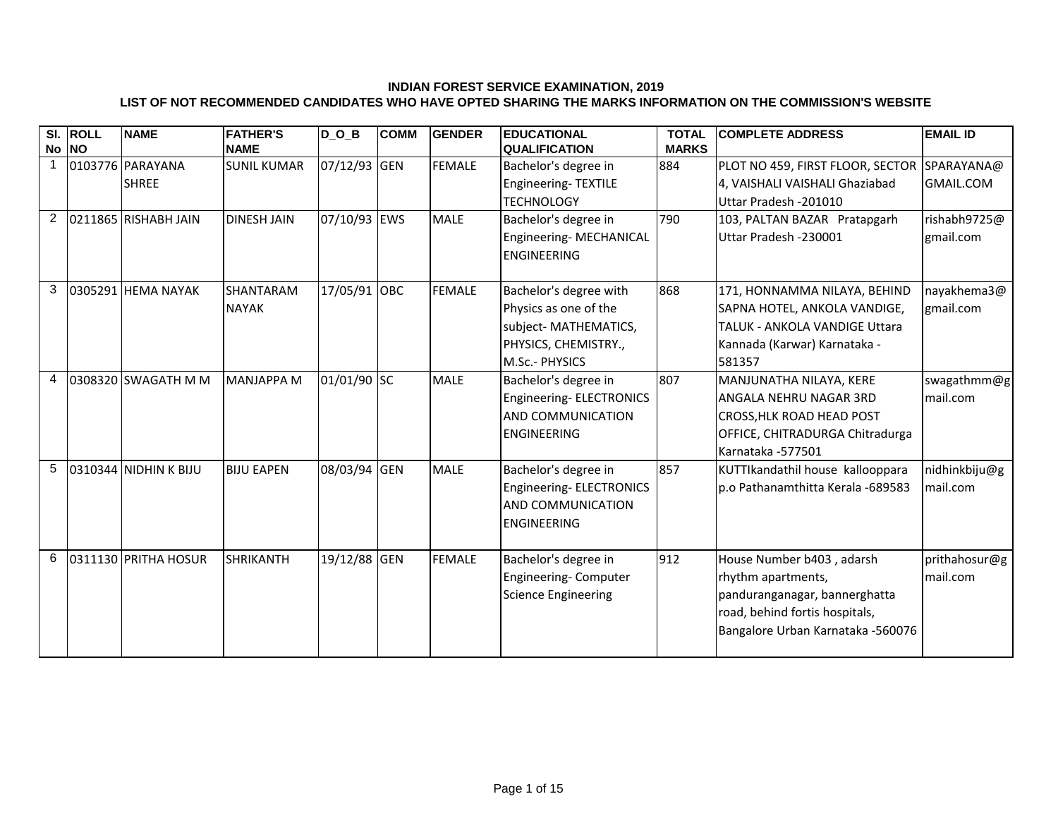**INDIAN FOREST SERVICE EXAMINATION, 2019**

**LIST OF NOT RECOMMENDED CANDIDATES WHO HAVE OPTED SHARING THE MARKS INFORMATION ON THE COMMISSION'S WEBSITE**

| Sl. No | ROLL NO | NAME | FATHER'S NAME | D_O_B | COMM | GENDER | EDUCATIONAL QUALIFICATION | TOTAL MARKS | COMPLETE ADDRESS | EMAIL ID |
|---|---|---|---|---|---|---|---|---|---|---|
| 1 | 0103776 | PARAYANA SHREE | SUNIL KUMAR | 07/12/93 | GEN | FEMALE | Bachelor's degree in Engineering- TEXTILE TECHNOLOGY | 884 | PLOT NO 459, FIRST FLOOR, SECTOR 4, VAISHALI VAISHALI Ghaziabad Uttar Pradesh -201010 | SPARAYANA@GMAIL.COM |
| 2 | 0211865 | RISHABH JAIN | DINESH JAIN | 07/10/93 | EWS | MALE | Bachelor's degree in Engineering- MECHANICAL ENGINEERING | 790 | 103, PALTAN BAZAR Pratapgarh Uttar Pradesh -230001 | rishabh9725@gmail.com |
| 3 | 0305291 | HEMA NAYAK | SHANTARAM NAYAK | 17/05/91 | OBC | FEMALE | Bachelor's degree with Physics as one of the subject- MATHEMATICS, PHYSICS, CHEMISTRY., M.Sc.- PHYSICS | 868 | 171, HONNAMMA NILAYA, BEHIND SAPNA HOTEL, ANKOLA VANDIGE, TALUK - ANKOLA VANDIGE Uttara Kannada (Karwar) Karnataka -581357 | nayakhema3@gmail.com |
| 4 | 0308320 | SWAGATH M M | MANJAPPA M | 01/01/90 | SC | MALE | Bachelor's degree in Engineering- ELECTRONICS AND COMMUNICATION ENGINEERING | 807 | MANJUNATHA NILAYA, KERE ANGALA NEHRU NAGAR 3RD CROSS,HLK ROAD HEAD POST OFFICE, CHITRADURGA Chitradurga Karnataka -577501 | swagathmm@gmail.com |
| 5 | 0310344 | NIDHIN K BIJU | BIJU EAPEN | 08/03/94 | GEN | MALE | Bachelor's degree in Engineering- ELECTRONICS AND COMMUNICATION ENGINEERING | 857 | KUTTIkandathil house kallooppara p.o Pathanamthitta Kerala -689583 | nidhinkbiju@gmail.com |
| 6 | 0311130 | PRITHA HOSUR | SHRIKANTH | 19/12/88 | GEN | FEMALE | Bachelor's degree in Engineering- Computer Science Engineering | 912 | House Number b403 , adarsh rhythm apartments, panduranganagar, bannerghatta road, behind fortis hospitals, Bangalore Urban Karnataka -560076 | prithahosur@gmail.com |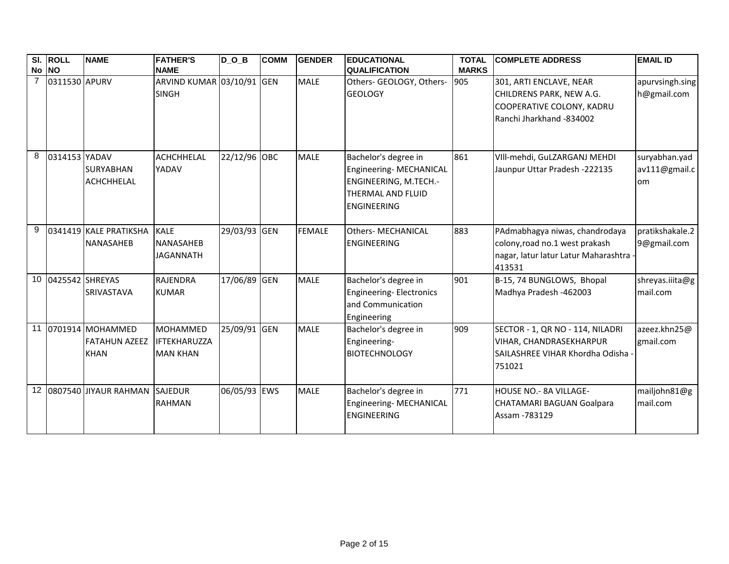| Sl. No | ROLL NO | NAME | FATHER'S NAME | D_O_B | COMM | GENDER | EDUCATIONAL QUALIFICATION | TOTAL MARKS | COMPLETE ADDRESS | EMAIL ID |
|---|---|---|---|---|---|---|---|---|---|---|
| 7 | 0311530 | APURV | ARVIND KUMAR SINGH | 03/10/91 | GEN | MALE | Others- GEOLOGY, Others- GEOLOGY | 905 | 301, ARTI ENCLAVE, NEAR CHILDRENS PARK, NEW A.G. COOPERATIVE COLONY, KADRU Ranchi Jharkhand -834002 | apurvsingh.singh@gmail.com |
| 8 | 0314153 | YADAV SURYABHAN ACHCHHELAL | ACHCHHELAL YADAV | 22/12/96 | OBC | MALE | Bachelor's degree in Engineering- MECHANICAL ENGINEERING, M.TECH.- THERMAL AND FLUID ENGINEERING | 861 | VIll-mehdi, GuLZARGANJ MEHDI Jaunpur Uttar Pradesh -222135 | suryabhan.yadav111@gmail.com |
| 9 | 0341419 | KALE PRATIKSHA NANASAHEB | KALE NANASAHEB JAGANNATH | 29/03/93 | GEN | FEMALE | Others- MECHANICAL ENGINEERING | 883 | PAdmabhagya niwas, chandrodaya colony,road no.1 west prakash nagar, latur latur Latur Maharashtra -413531 | pratikshakale.29@gmail.com |
| 10 | 0425542 | SHREYAS SRIVASTAVA | RAJENDRA KUMAR | 17/06/89 | GEN | MALE | Bachelor's degree in Engineering- Electronics and Communication Engineering | 901 | B-15, 74 BUNGLOWS, Bhopal Madhya Pradesh -462003 | shreyas.iiita@gmail.com |
| 11 | 0701914 | MOHAMMED FATAHUN AZEEZ KHAN | MOHAMMED IFTEKHARUZZAMAN KHAN | 25/09/91 | GEN | MALE | Bachelor's degree in Engineering- BIOTECHNOLOGY | 909 | SECTOR - 1, QR NO - 114, NILADRI VIHAR, CHANDRASEKHARPUR SAILASHREE VIHAR Khordha Odisha -751021 | azeez.khn25@gmail.com |
| 12 | 0807540 | JIYAUR RAHMAN | SAJEDUR RAHMAN | 06/05/93 | EWS | MALE | Bachelor's degree in Engineering- MECHANICAL ENGINEERING | 771 | HOUSE NO.- 8A VILLAGE- CHATAMARI BAGUAN Goalpara Assam -783129 | mailjohn81@gmail.com |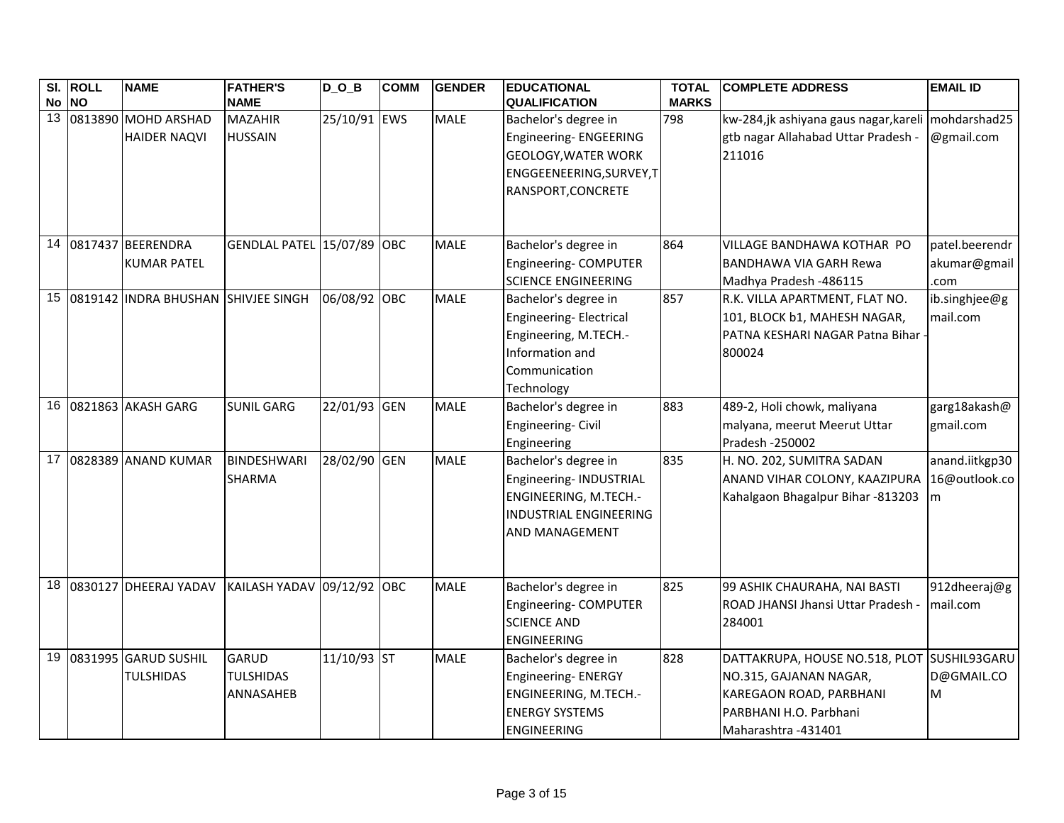| Sl. No | ROLL NO | NAME | FATHER'S NAME | D_O_B | COMM | GENDER | EDUCATIONAL QUALIFICATION | TOTAL MARKS | COMPLETE ADDRESS | EMAIL ID |
|---|---|---|---|---|---|---|---|---|---|---|
| 13 | 0813890 | MOHD ARSHAD HAIDER NAQVI | MAZAHIR HUSSAIN | 25/10/91 | EWS | MALE | Bachelor's degree in Engineering- ENGEERING GEOLOGY,WATER WORK ENGGEENEERING,SURVEY,TRANSPORT,CONCRETE | 798 | kw-284,jk ashiyana gaus nagar,kareli gtb nagar Allahabad Uttar Pradesh -211016 | mohdarshad25@gmail.com |
| 14 | 0817437 | BEERENDRA KUMAR PATEL | GENDLAL PATEL | 15/07/89 | OBC | MALE | Bachelor's degree in Engineering- COMPUTER SCIENCE ENGINEERING | 864 | VILLAGE BANDHAWA KOTHAR PO BANDHAWA VIA GARH Rewa Madhya Pradesh -486115 | patel.beerendrakumar@gmail.com |
| 15 | 0819142 | INDRA BHUSHAN | SHIVJEE SINGH | 06/08/92 | OBC | MALE | Bachelor's degree in Engineering- Electrical Engineering, M.TECH.- Information and Communication Technology | 857 | R.K. VILLA APARTMENT, FLAT NO. 101, BLOCK b1, MAHESH NAGAR, PATNA KESHARI NAGAR Patna Bihar -800024 | ib.singhjee@gmail.com |
| 16 | 0821863 | AKASH GARG | SUNIL GARG | 22/01/93 | GEN | MALE | Bachelor's degree in Engineering- Civil Engineering | 883 | 489-2, Holi chowk, maliyana malyana, meerut Meerut Uttar Pradesh -250002 | garg18akash@gmail.com |
| 17 | 0828389 | ANAND KUMAR | BINDESHWARI SHARMA | 28/02/90 | GEN | MALE | Bachelor's degree in Engineering- INDUSTRIAL ENGINEERING, M.TECH.- INDUSTRIAL ENGINEERING AND MANAGEMENT | 835 | H. NO. 202, SUMITRA SADAN ANAND VIHAR COLONY, KAAZIPURA Kahalgaon Bhagalpur Bihar -813203 | anand.iitkgp3016@outlook.com |
| 18 | 0830127 | DHEERAJ YADAV | KAILASH YADAV | 09/12/92 | OBC | MALE | Bachelor's degree in Engineering- COMPUTER SCIENCE AND ENGINEERING | 825 | 99 ASHIK CHAURAHA, NAI BASTI ROAD JHANSI Jhansi Uttar Pradesh -284001 | 912dheeraj@gmail.com |
| 19 | 0831995 | GARUD SUSHIL TULSHIDAS | GARUD TULSHIDAS ANNASAHEB | 11/10/93 | ST | MALE | Bachelor's degree in Engineering- ENERGY ENGINEERING, M.TECH.- ENERGY SYSTEMS ENGINEERING | 828 | DATTAKRUPA, HOUSE NO.518, PLOT NO.315, GAJANAN NAGAR, KAREGAON ROAD, PARBHANI PARBHANI H.O. Parbhani Maharashtra -431401 | SUSHIL93GARUD@GMAIL.COM |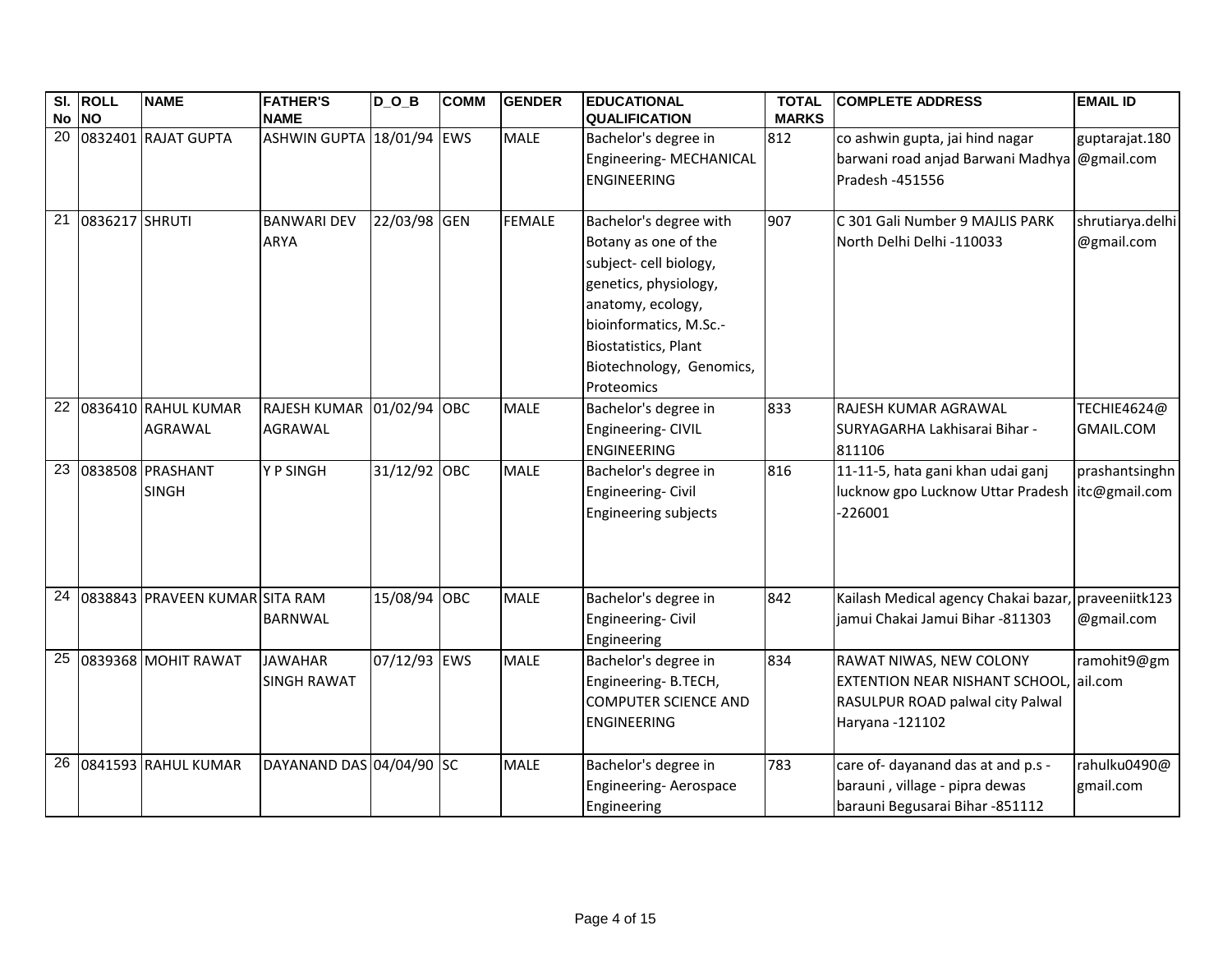| Sl. No | ROLL NO | NAME | FATHER'S NAME | D_O_B | COMM | GENDER | EDUCATIONAL QUALIFICATION | TOTAL MARKS | COMPLETE ADDRESS | EMAIL ID |
|---|---|---|---|---|---|---|---|---|---|---|
| 20 | 0832401 | RAJAT GUPTA | ASHWIN GUPTA | 18/01/94 | EWS | MALE | Bachelor's degree in Engineering- MECHANICAL ENGINEERING | 812 | co ashwin gupta, jai hind nagar barwani road anjad Barwani Madhya Pradesh -451556 | guptarajat.180@gmail.com |
| 21 | 0836217 | SHRUTI | BANWARI DEV ARYA | 22/03/98 | GEN | FEMALE | Bachelor's degree with Botany as one of the subject- cell biology, genetics, physiology, anatomy, ecology, bioinformatics, M.Sc.- Biostatistics, Plant Biotechnology, Genomics, Proteomics | 907 | C 301 Gali Number 9 MAJLIS PARK North Delhi Delhi -110033 | shrutiarya.delhi@gmail.com |
| 22 | 0836410 | RAHUL KUMAR AGRAWAL | RAJESH KUMAR AGRAWAL | 01/02/94 | OBC | MALE | Bachelor's degree in Engineering- CIVIL ENGINEERING | 833 | RAJESH KUMAR AGRAWAL SURYAGARHA Lakhisarai Bihar -811106 | TECHIE4624@GMAIL.COM |
| 23 | 0838508 | PRASHANT SINGH | Y P SINGH | 31/12/92 | OBC | MALE | Bachelor's degree in Engineering- Civil Engineering subjects | 816 | 11-11-5, hata gani khan udai ganj lucknow gpo Lucknow Uttar Pradesh -226001 | prashantsinghnitc@gmail.com |
| 24 | 0838843 | PRAVEEN KUMAR | SITA RAM BARNWAL | 15/08/94 | OBC | MALE | Bachelor's degree in Engineering- Civil Engineering | 842 | Kailash Medical agency Chakai bazar, jamui Chakai Jamui Bihar -811303 | praveeniitk123@gmail.com |
| 25 | 0839368 | MOHIT RAWAT | JAWAHAR SINGH RAWAT | 07/12/93 | EWS | MALE | Bachelor's degree in Engineering- B.TECH, COMPUTER SCIENCE AND ENGINEERING | 834 | RAWAT NIWAS, NEW COLONY EXTENTION NEAR NISHANT SCHOOL, RASULPUR ROAD palwal city Palwal Haryana -121102 | ramohit9@gmail.com |
| 26 | 0841593 | RAHUL KUMAR | DAYANAND DAS | 04/04/90 | SC | MALE | Bachelor's degree in Engineering- Aerospace Engineering | 783 | care of- dayanand das at and p.s - barauni , village - pipra dewas barauni Begusarai Bihar -851112 | rahulku0490@gmail.com |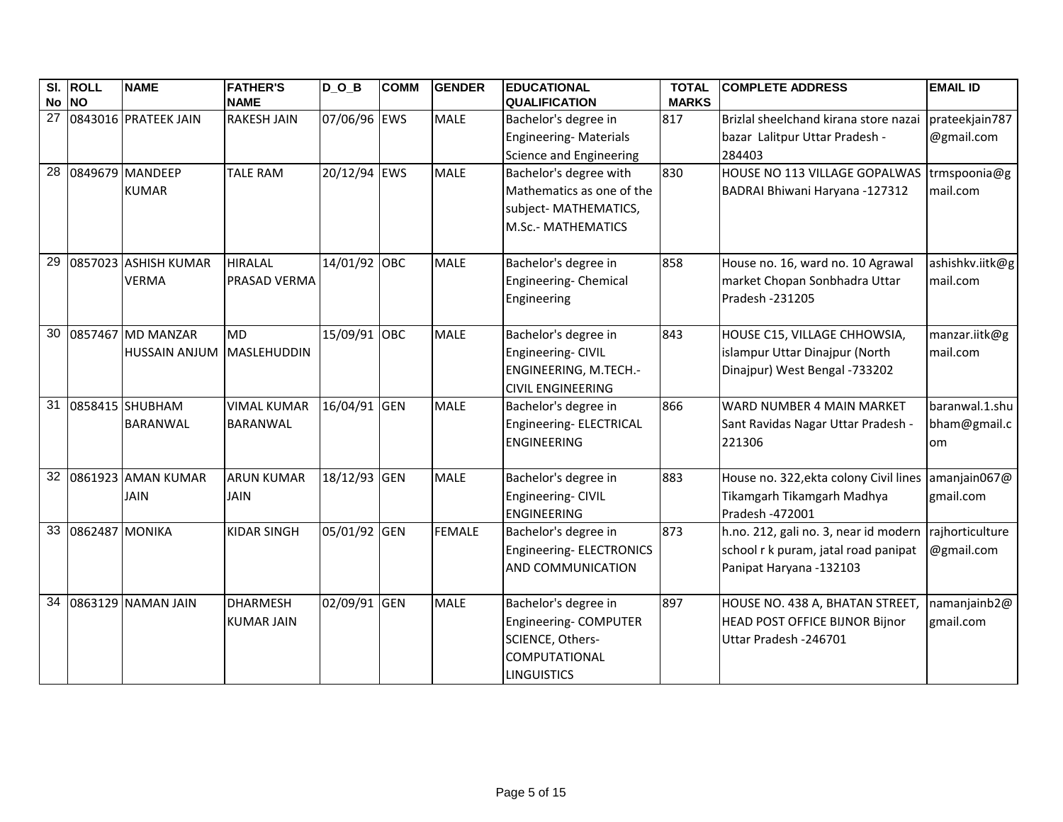| Sl. No | ROLL NO | NAME | FATHER'S NAME | D_O_B | COMM | GENDER | EDUCATIONAL QUALIFICATION | TOTAL MARKS | COMPLETE ADDRESS | EMAIL ID |
|---|---|---|---|---|---|---|---|---|---|---|
| 27 | 0843016 | PRATEEK JAIN | RAKESH JAIN | 07/06/96 | EWS | MALE | Bachelor's degree in Engineering- Materials Science and Engineering | 817 | Brizlal sheelchand kirana store nazai bazar Lalitpur Uttar Pradesh -284403 | prateekjain787@gmail.com |
| 28 | 0849679 | MANDEEP KUMAR | TALE RAM | 20/12/94 | EWS | MALE | Bachelor's degree with Mathematics as one of the subject- MATHEMATICS, M.Sc.- MATHEMATICS | 830 | HOUSE NO 113 VILLAGE GOPALWAS BADRAI Bhiwani Haryana -127312 | trmspoonia@gmail.com |
| 29 | 0857023 | ASHISH KUMAR VERMA | HIRALAL PRASAD VERMA | 14/01/92 | OBC | MALE | Bachelor's degree in Engineering- Chemical Engineering | 858 | House no. 16, ward no. 10 Agrawal market Chopan Sonbhadra Uttar Pradesh -231205 | ashishkv.iitk@gmail.com |
| 30 | 0857467 | MD MANZAR HUSSAIN ANJUM | MD MASLEHUDDIN | 15/09/91 | OBC | MALE | Bachelor's degree in Engineering- CIVIL ENGINEERING, M.TECH.- CIVIL ENGINEERING | 843 | HOUSE C15, VILLAGE CHHOWSIA, islampur Uttar Dinajpur (North Dinajpur) West Bengal -733202 | manzar.iitk@gmail.com |
| 31 | 0858415 | SHUBHAM BARANWAL | VIMAL KUMAR BARANWAL | 16/04/91 | GEN | MALE | Bachelor's degree in Engineering- ELECTRICAL ENGINEERING | 866 | WARD NUMBER 4 MAIN MARKET Sant Ravidas Nagar Uttar Pradesh -221306 | baranwal.1.shubham@gmail.com |
| 32 | 0861923 | AMAN KUMAR JAIN | ARUN KUMAR JAIN | 18/12/93 | GEN | MALE | Bachelor's degree in Engineering- CIVIL ENGINEERING | 883 | House no. 322,ekta colony Civil lines Tikamgarh Tikamgarh Madhya Pradesh -472001 | amanjain067@gmail.com |
| 33 | 0862487 | MONIKA | KIDAR SINGH | 05/01/92 | GEN | FEMALE | Bachelor's degree in Engineering- ELECTRONICS AND COMMUNICATION | 873 | h.no. 212, gali no. 3, near id modern school r k puram, jatal road panipat Panipat Haryana -132103 | rajhorticulture@gmail.com |
| 34 | 0863129 | NAMAN JAIN | DHARMESH KUMAR JAIN | 02/09/91 | GEN | MALE | Bachelor's degree in Engineering- COMPUTER SCIENCE, Others- COMPUTATIONAL LINGUISTICS | 897 | HOUSE NO. 438 A, BHATAN STREET, HEAD POST OFFICE BIJNOR Bijnor Uttar Pradesh -246701 | namanjainb2@gmail.com |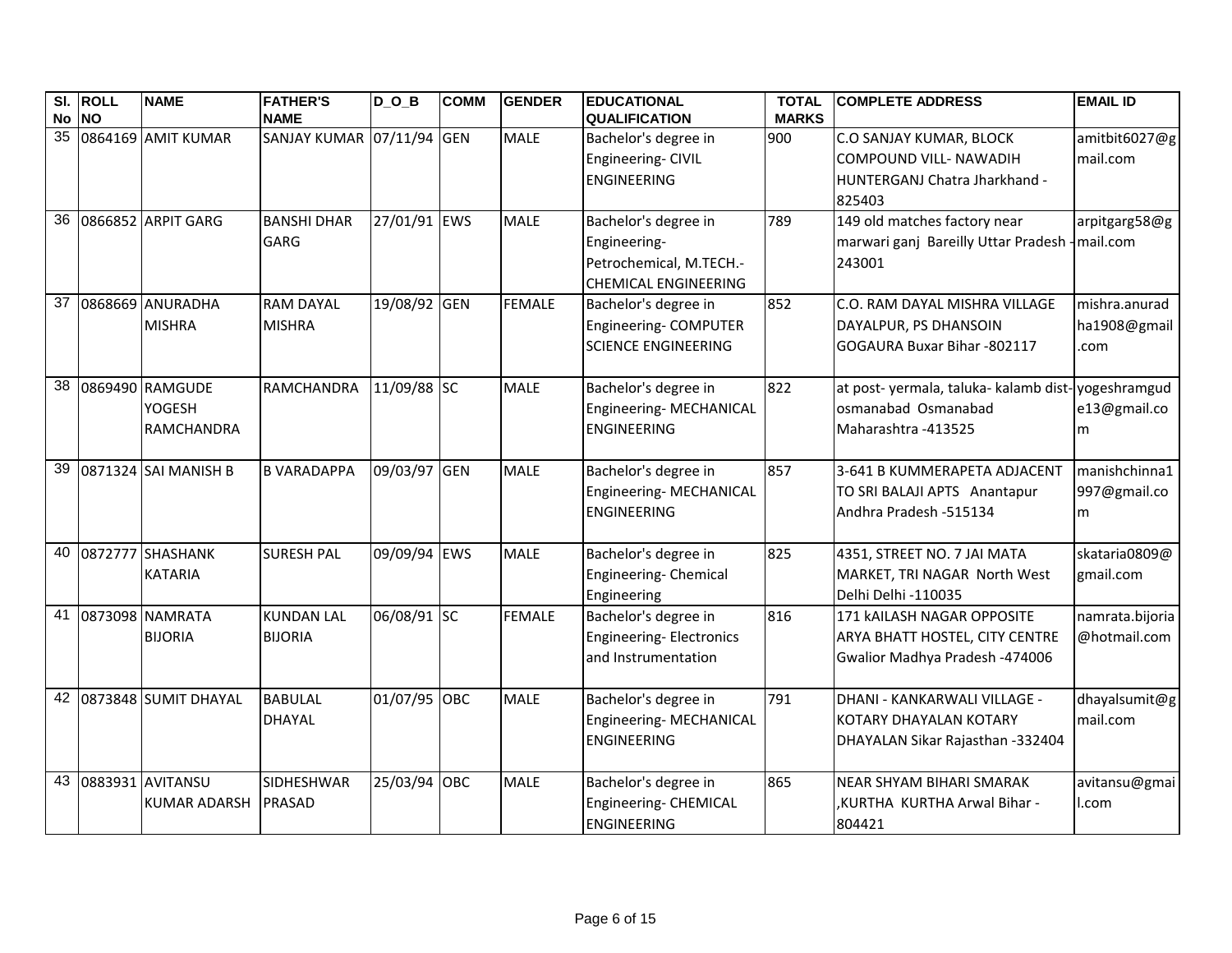| Sl. No | ROLL NO | NAME | FATHER'S NAME | D_O_B | COMM | GENDER | EDUCATIONAL QUALIFICATION | TOTAL MARKS | COMPLETE ADDRESS | EMAIL ID |
|---|---|---|---|---|---|---|---|---|---|---|
| 35 | 0864169 | AMIT KUMAR | SANJAY KUMAR | 07/11/94 | GEN | MALE | Bachelor's degree in Engineering- CIVIL ENGINEERING | 900 | C.O SANJAY KUMAR, BLOCK COMPOUND VILL- NAWADIH HUNTERGANJ Chatra Jharkhand -825403 | amitbit6027@gmail.com |
| 36 | 0866852 | ARPIT GARG | BANSHI DHAR GARG | 27/01/91 | EWS | MALE | Bachelor's degree in Engineering-Petrochemical, M.TECH.-CHEMICAL ENGINEERING | 789 | 149 old matches factory near marwari ganj Bareilly Uttar Pradesh -243001 | arpitgarg58@gmail.com |
| 37 | 0868669 | ANURADHA MISHRA | RAM DAYAL MISHRA | 19/08/92 | GEN | FEMALE | Bachelor's degree in Engineering- COMPUTER SCIENCE ENGINEERING | 852 | C.O. RAM DAYAL MISHRA VILLAGE DAYALPUR, PS DHANSOIN GOGAURA Buxar Bihar -802117 | mishra.anuradha1908@gmail.com |
| 38 | 0869490 | RAMGUDE YOGESH RAMCHANDRA | RAMCHANDRA | 11/09/88 | SC | MALE | Bachelor's degree in Engineering- MECHANICAL ENGINEERING | 822 | at post- yermala, taluka- kalamb dist-osmanabad Osmanabad Maharashtra -413525 | yogeshramgude13@gmail.com |
| 39 | 0871324 | SAI MANISH B | B VARADAPPA | 09/03/97 | GEN | MALE | Bachelor's degree in Engineering- MECHANICAL ENGINEERING | 857 | 3-641 B KUMMERAPETA ADJACENT TO SRI BALAJI APTS Anantapur Andhra Pradesh -515134 | manishchinna1997@gmail.com |
| 40 | 0872777 | SHASHANK KATARIA | SURESH PAL | 09/09/94 | EWS | MALE | Bachelor's degree in Engineering- Chemical Engineering | 825 | 4351, STREET NO. 7 JAI MATA MARKET, TRI NAGAR North West Delhi Delhi -110035 | skataria0809@gmail.com |
| 41 | 0873098 | NAMRATA BIJORIA | KUNDAN LAL BIJORIA | 06/08/91 | SC | FEMALE | Bachelor's degree in Engineering- Electronics and Instrumentation | 816 | 171 kAILASH NAGAR OPPOSITE ARYA BHATT HOSTEL, CITY CENTRE Gwalior Madhya Pradesh -474006 | namrata.bijoria@hotmail.com |
| 42 | 0873848 | SUMIT DHAYAL | BABULAL DHAYAL | 01/07/95 | OBC | MALE | Bachelor's degree in Engineering- MECHANICAL ENGINEERING | 791 | DHANI - KANKARWALI VILLAGE - KOTARY DHAYALAN KOTARY DHAYALAN Sikar Rajasthan -332404 | dhayalsumit@gmail.com |
| 43 | 0883931 | AVITANSU KUMAR ADARSH | SIDHESHWAR PRASAD | 25/03/94 | OBC | MALE | Bachelor's degree in Engineering- CHEMICAL ENGINEERING | 865 | NEAR SHYAM BIHARI SMARAK ,KURTHA KURTHA Arwal Bihar -804421 | avitansu@gmail.com |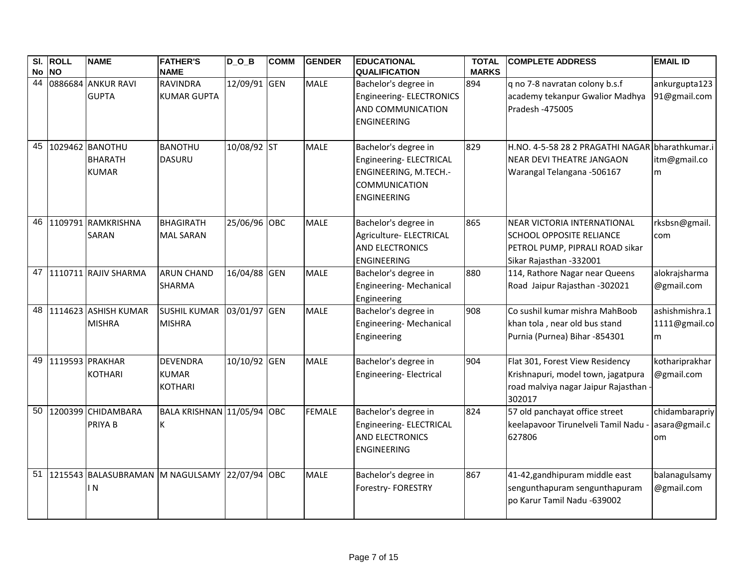| Sl. No | ROLL NO | NAME | FATHER'S NAME | D_O_B | COMM | GENDER | EDUCATIONAL QUALIFICATION | TOTAL MARKS | COMPLETE ADDRESS | EMAIL ID |
|---|---|---|---|---|---|---|---|---|---|---|
| 44 | 0886684 | ANKUR RAVI GUPTA | RAVINDRA KUMAR GUPTA | 12/09/91 | GEN | MALE | Bachelor's degree in Engineering- ELECTRONICS AND COMMUNICATION ENGINEERING | 894 | q no 7-8 navratan colony b.s.f academy tekanpur Gwalior Madhya Pradesh -475005 | ankurgupta12391@gmail.com |
| 45 | 1029462 | BANOTHU BHARATH KUMAR | BANOTHU DASURU | 10/08/92 | ST | MALE | Bachelor's degree in Engineering- ELECTRICAL ENGINEERING, M.TECH.- COMMUNICATION ENGINEERING | 829 | H.NO. 4-5-58 28 2 PRAGATHI NAGAR NEAR DEVI THEATRE JANGAON Warangal Telangana -506167 | bharathkumar.iitm@gmail.com |
| 46 | 1109791 | RAMKRISHNA SARAN | BHAGIRATH MAL SARAN | 25/06/96 | OBC | MALE | Bachelor's degree in Agriculture- ELECTRICAL AND ELECTRONICS ENGINEERING | 865 | NEAR VICTORIA INTERNATIONAL SCHOOL OPPOSITE RELIANCE PETROL PUMP, PIPRALI ROAD sikar Sikar Rajasthan -332001 | rksbsn@gmail.com |
| 47 | 1110711 | RAJIV SHARMA | ARUN CHAND SHARMA | 16/04/88 | GEN | MALE | Bachelor's degree in Engineering- Mechanical Engineering | 880 | 114, Rathore Nagar near Queens Road Jaipur Rajasthan -302021 | alokrajsharma@gmail.com |
| 48 | 1114623 | ASHISH KUMAR MISHRA | SUSHIL KUMAR MISHRA | 03/01/97 | GEN | MALE | Bachelor's degree in Engineering- Mechanical Engineering | 908 | Co sushil kumar mishra MahBoob khan tola , near old bus stand Purnia (Purnea) Bihar -854301 | ashishmishra.11111@gmail.com |
| 49 | 1119593 | PRAKHAR KOTHARI | DEVENDRA KUMAR KOTHARI | 10/10/92 | GEN | MALE | Bachelor's degree in Engineering- Electrical | 904 | Flat 301, Forest View Residency Krishnapuri, model town, jagatpura road malviya nagar Jaipur Rajasthan -302017 | kothariprakhar@gmail.com |
| 50 | 1200399 | CHIDAMBARA PRIYA B | BALA KRISHNAN K | 11/05/94 | OBC | FEMALE | Bachelor's degree in Engineering- ELECTRICAL AND ELECTRONICS ENGINEERING | 824 | 57 old panchayat office street keelapavoor Tirunelveli Tamil Nadu -627806 | chidambarapriyasara@gmail.com |
| 51 | 1215543 | BALASUBRAMANI N | M NAGULSAMY | 22/07/94 | OBC | MALE | Bachelor's degree in Forestry- FORESTRY | 867 | 41-42,gandhipuram middle east sengunthapuram sengunthapuram po Karur Tamil Nadu -639002 | balanagulsamy@gmail.com |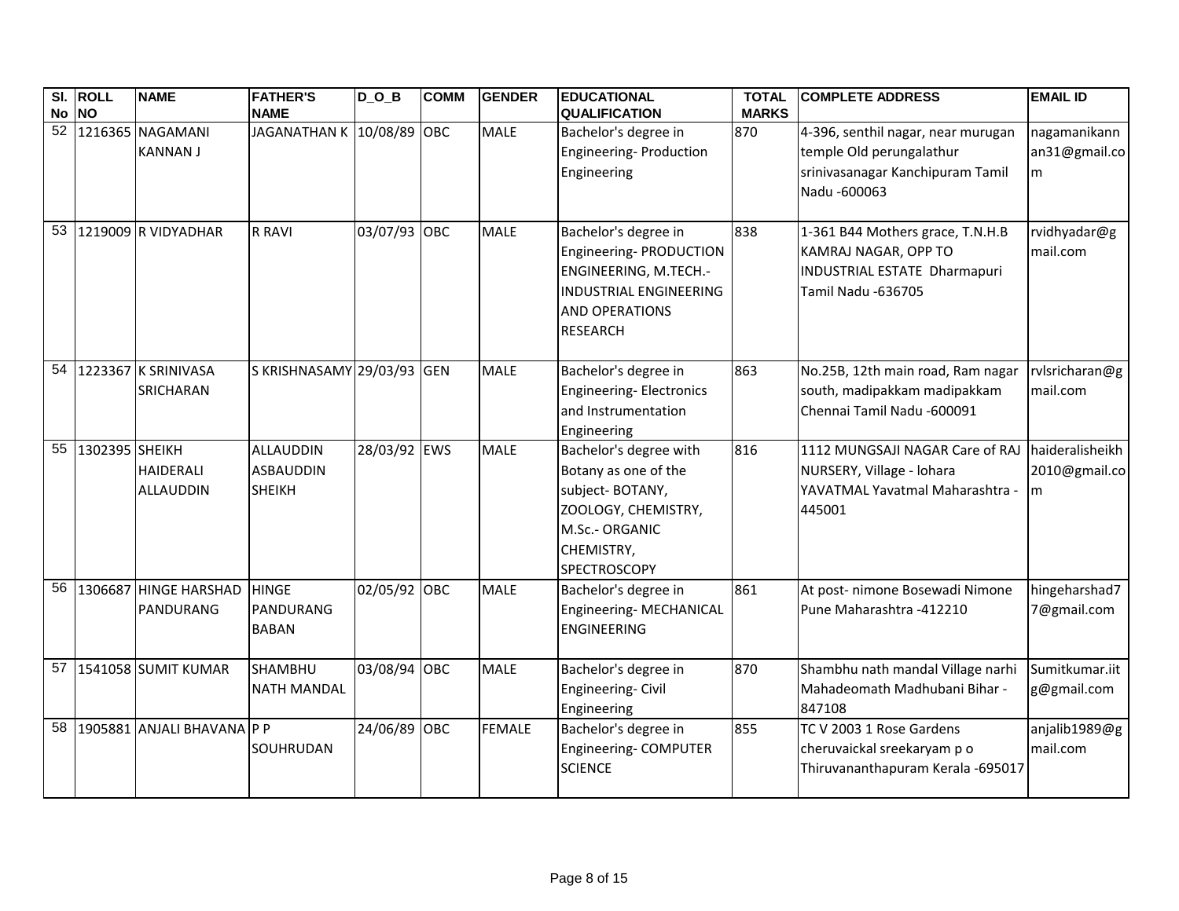| Sl. No | ROLL NO | NAME | FATHER'S NAME | D_O_B | COMM | GENDER | EDUCATIONAL QUALIFICATION | TOTAL MARKS | COMPLETE ADDRESS | EMAIL ID |
|---|---|---|---|---|---|---|---|---|---|---|
| 52 | 1216365 | NAGAMANI KANNAN J | JAGANATHAN K | 10/08/89 | OBC | MALE | Bachelor's degree in Engineering- Production Engineering | 870 | 4-396, senthil nagar, near murugan temple Old perungalathur srinivasanagar Kanchipuram Tamil Nadu -600063 | nagamanikannan31@gmail.com |
| 53 | 1219009 | R VIDYADHAR | R RAVI | 03/07/93 | OBC | MALE | Bachelor's degree in Engineering- PRODUCTION ENGINEERING, M.TECH.- INDUSTRIAL ENGINEERING AND OPERATIONS RESEARCH | 838 | 1-361 B44 Mothers grace, T.N.H.B KAMRAJ NAGAR, OPP TO INDUSTRIAL ESTATE Dharmapuri Tamil Nadu -636705 | rvidhyadar@gmail.com |
| 54 | 1223367 | K SRINIVASA SRICHARAN | S KRISHNASAMY | 29/03/93 | GEN | MALE | Bachelor's degree in Engineering- Electronics and Instrumentation Engineering | 863 | No.25B, 12th main road, Ram nagar south, madipakkam madipakkam Chennai Tamil Nadu -600091 | rvlsricharan@gmail.com |
| 55 | 1302395 | SHEIKH HAIDERALI ALLAUDDIN | ALLAUDDIN ASBAUDDIN SHEIKH | 28/03/92 | EWS | MALE | Bachelor's degree with Botany as one of the subject- BOTANY, ZOOLOGY, CHEMISTRY, M.Sc.- ORGANIC CHEMISTRY, SPECTROSCOPY | 816 | 1112 MUNGSAJI NAGAR Care of RAJ NURSERY, Village - lohara YAVATMAL Yavatmal Maharashtra - 445001 | haideralisheikh2010@gmail.com |
| 56 | 1306687 | HINGE HARSHAD PANDURANG | HINGE PANDURANG BABAN | 02/05/92 | OBC | MALE | Bachelor's degree in Engineering- MECHANICAL ENGINEERING | 861 | At post- nimone Bosewadi Nimone Pune Maharashtra -412210 | hingeharshad77@gmail.com |
| 57 | 1541058 | SUMIT KUMAR | SHAMBHU NATH MANDAL | 03/08/94 | OBC | MALE | Bachelor's degree in Engineering- Civil Engineering | 870 | Shambhu nath mandal Village narhi Mahadeomath Madhubani Bihar - 847108 | Sumitkumar.iitg@gmail.com |
| 58 | 1905881 | ANJALI BHAVANA | P P SOUHRUDAN | 24/06/89 | OBC | FEMALE | Bachelor's degree in Engineering- COMPUTER SCIENCE | 855 | TC V 2003 1 Rose Gardens cheruvaickal sreekaryam p o Thiruvananthapuram Kerala -695017 | anjalib1989@gmail.com |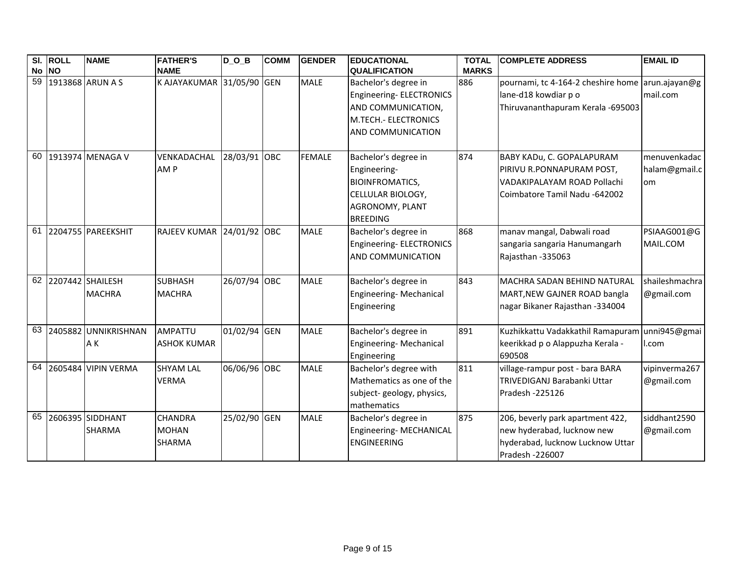| Sl. No | ROLL NO | NAME | FATHER'S NAME | D_O_B | COMM | GENDER | EDUCATIONAL QUALIFICATION | TOTAL MARKS | COMPLETE ADDRESS | EMAIL ID |
|---|---|---|---|---|---|---|---|---|---|---|
| 59 | 1913868 | ARUN A S | K AJAYAKUMAR | 31/05/90 | GEN | MALE | Bachelor's degree in Engineering- ELECTRONICS AND COMMUNICATION, M.TECH.- ELECTRONICS AND COMMUNICATION | 886 | pournami, tc 4-164-2 cheshire home lane-d18 kowdiar p o Thiruvananthapuram Kerala -695003 | arun.ajayan@gmail.com |
| 60 | 1913974 | MENAGA V | VENKADACHALAM P | 28/03/91 | OBC | FEMALE | Bachelor's degree in Engineering- BIOINFROMATICS, CELLULAR BIOLOGY, AGRONOMY, PLANT BREEDING | 874 | BABY KADu, C. GOPALAPURAM PIRIVU R.PONNAPURAM POST, VADAKIPALAYAM ROAD Pollachi Coimbatore Tamil Nadu -642002 | menuvenkadachalam@gmail.com |
| 61 | 2204755 | PAREEKSHIT | RAJEEV KUMAR | 24/01/92 | OBC | MALE | Bachelor's degree in Engineering- ELECTRONICS AND COMMUNICATION | 868 | manav mangal, Dabwali road sangaria sangaria Hanumangarh Rajasthan -335063 | PSIAAG001@GMAIL.COM |
| 62 | 2207442 | SHAILESH MACHRA | SUBHASH MACHRA | 26/07/94 | OBC | MALE | Bachelor's degree in Engineering- Mechanical Engineering | 843 | MACHRA SADAN BEHIND NATURAL MART,NEW GAJNER ROAD bangla nagar Bikaner Rajasthan -334004 | shaileshmachra@gmail.com |
| 63 | 2405882 | UNNIKRISHNAN A K | AMPATTU ASHOK KUMAR | 01/02/94 | GEN | MALE | Bachelor's degree in Engineering- Mechanical Engineering | 891 | Kuzhikkattu Vadakkathil Ramapuram keerikkad p o Alappuzha Kerala -690508 | unni945@gmail.com |
| 64 | 2605484 | VIPIN VERMA | SHYAM LAL VERMA | 06/06/96 | OBC | MALE | Bachelor's degree with Mathematics as one of the subject- geology, physics, mathematics | 811 | village-rampur post - bara BARA TRIVEDIGANJ Barabanki Uttar Pradesh -225126 | vipinverma267@gmail.com |
| 65 | 2606395 | SIDDHANT SHARMA | CHANDRA MOHAN SHARMA | 25/02/90 | GEN | MALE | Bachelor's degree in Engineering- MECHANICAL ENGINEERING | 875 | 206, beverly park apartment 422, new hyderabad, lucknow new hyderabad, lucknow Lucknow Uttar Pradesh -226007 | siddhant2590@gmail.com |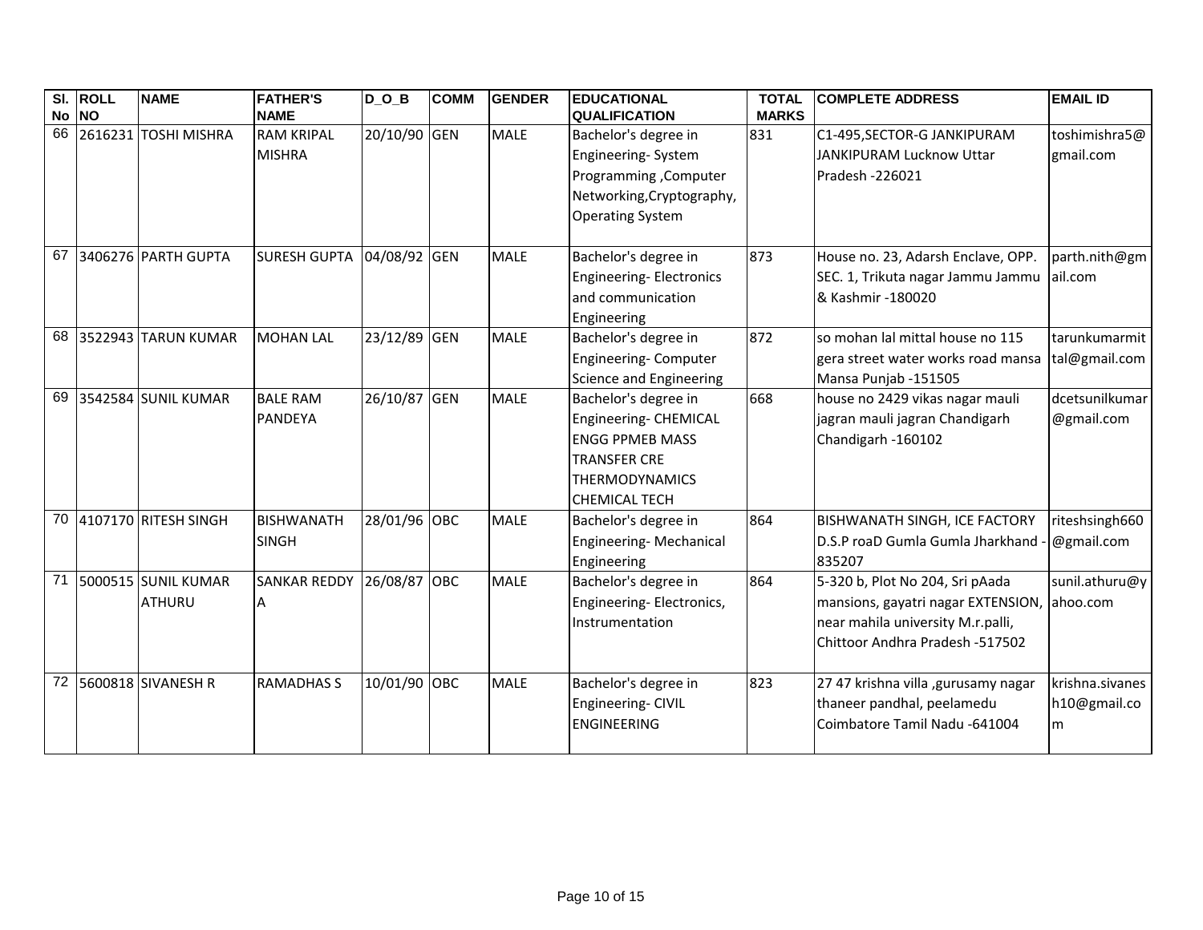| Sl. No | ROLL NO | NAME | FATHER'S NAME | D_O_B | COMM | GENDER | EDUCATIONAL QUALIFICATION | TOTAL MARKS | COMPLETE ADDRESS | EMAIL ID |
|---|---|---|---|---|---|---|---|---|---|---|
| 66 | 2616231 | TOSHI MISHRA | RAM KRIPAL MISHRA | 20/10/90 | GEN | MALE | Bachelor's degree in Engineering- System Programming ,Computer Networking,Cryptography, Operating System | 831 | C1-495,SECTOR-G JANKIPURAM JANKIPURAM Lucknow Uttar Pradesh -226021 | toshimishra5@gmail.com |
| 67 | 3406276 | PARTH GUPTA | SURESH GUPTA | 04/08/92 | GEN | MALE | Bachelor's degree in Engineering- Electronics and communication Engineering | 873 | House no. 23, Adarsh Enclave, OPP. SEC. 1, Trikuta nagar Jammu Jammu & Kashmir -180020 | parth.nith@gmail.com |
| 68 | 3522943 | TARUN KUMAR | MOHAN LAL | 23/12/89 | GEN | MALE | Bachelor's degree in Engineering- Computer Science and Engineering | 872 | so mohan lal mittal house no 115 gera street water works road mansa Mansa Punjab -151505 | tarunkumarmittal@gmail.com |
| 69 | 3542584 | SUNIL KUMAR | BALE RAM PANDEYA | 26/10/87 | GEN | MALE | Bachelor's degree in Engineering- CHEMICAL ENGG PPMEB MASS TRANSFER CRE THERMODYNAMICS CHEMICAL TECH | 668 | house no 2429 vikas nagar mauli jagran mauli jagran Chandigarh Chandigarh -160102 | dcetsunilkumar@gmail.com |
| 70 | 4107170 | RITESH SINGH | BISHWANATH SINGH | 28/01/96 | OBC | MALE | Bachelor's degree in Engineering- Mechanical Engineering | 864 | BISHWANATH SINGH, ICE FACTORY D.S.P roaD Gumla Gumla Jharkhand -835207 | riteshsingh660@gmail.com |
| 71 | 5000515 | SUNIL KUMAR ATHURU | SANKAR REDDY A | 26/08/87 | OBC | MALE | Bachelor's degree in Engineering- Electronics, Instrumentation | 864 | 5-320 b, Plot No 204, Sri pAada mansions, gayatri nagar EXTENSION, near mahila university M.r.palli, Chittoor Andhra Pradesh -517502 | sunil.athuru@yahoo.com |
| 72 | 5600818 | SIVANESH R | RAMADHAS S | 10/01/90 | OBC | MALE | Bachelor's degree in Engineering- CIVIL ENGINEERING | 823 | 27 47 krishna villa ,gurusamy nagar thaneer pandhal, peelamedu Coimbatore Tamil Nadu -641004 | krishna.sivanesh10@gmail.com |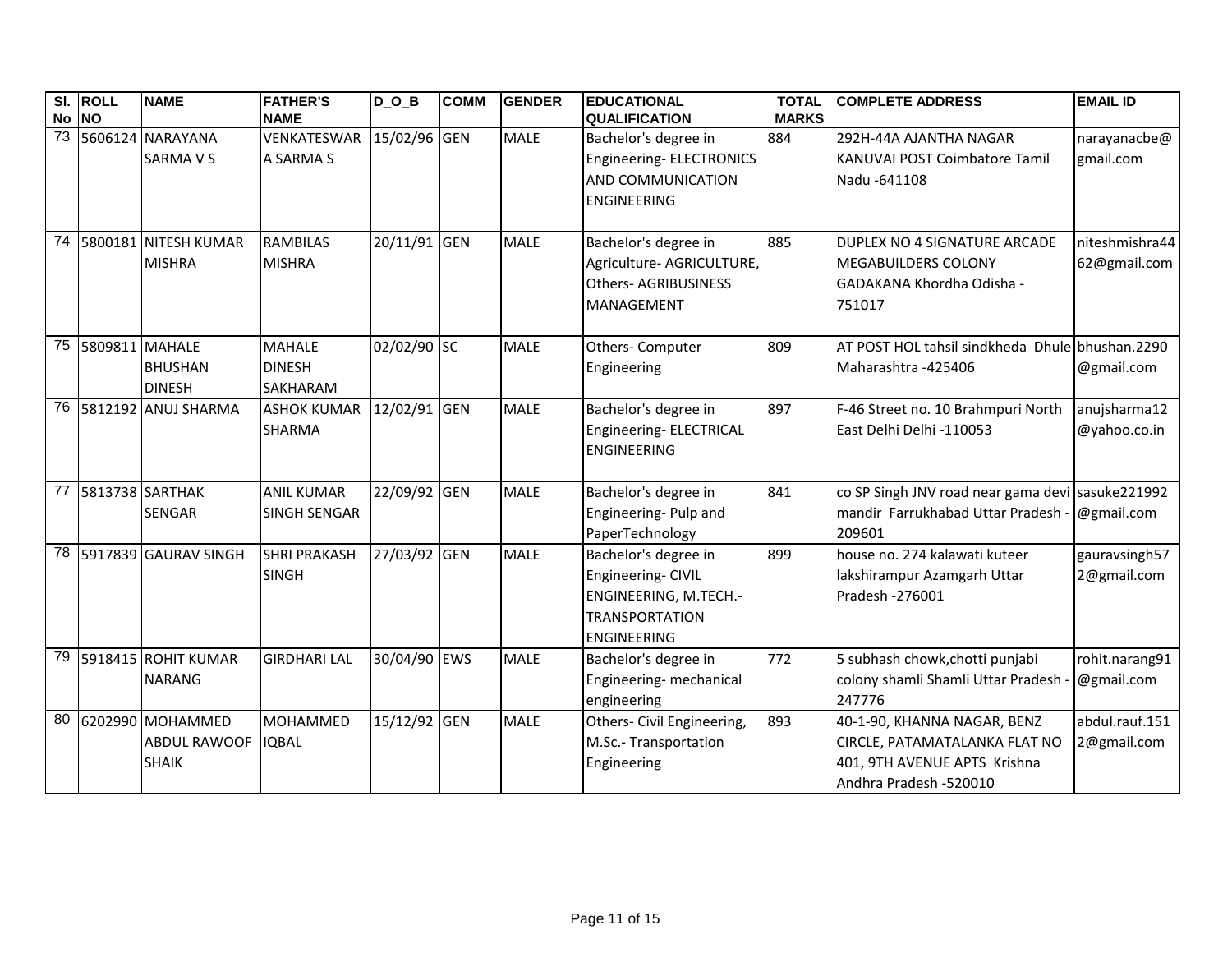| Sl. No | ROLL NO | NAME | FATHER'S NAME | D_O_B | COMM | GENDER | EDUCATIONAL QUALIFICATION | TOTAL MARKS | COMPLETE ADDRESS | EMAIL ID |
|---|---|---|---|---|---|---|---|---|---|---|
| 73 | 5606124 | NARAYANA SARMA V S | VENKATESWARA SARMA S | 15/02/96 | GEN | MALE | Bachelor's degree in Engineering- ELECTRONICS AND COMMUNICATION ENGINEERING | 884 | 292H-44A AJANTHA NAGAR KANUVAI POST Coimbatore Tamil Nadu -641108 | narayanacbe@gmail.com |
| 74 | 5800181 | NITESH KUMAR MISHRA | RAMBILAS MISHRA | 20/11/91 | GEN | MALE | Bachelor's degree in Agriculture- AGRICULTURE, Others- AGRIBUSINESS MANAGEMENT | 885 | DUPLEX NO 4 SIGNATURE ARCADE MEGABUILDERS COLONY GADAKANA Khordha Odisha -751017 | niteshmishra4462@gmail.com |
| 75 | 5809811 | MAHALE BHUSHAN DINESH | MAHALE DINESH SAKHARAM | 02/02/90 | SC | MALE | Others- Computer Engineering | 809 | AT POST HOL tahsil sindkheda Dhule Maharashtra -425406 | bhushan.2290@gmail.com |
| 76 | 5812192 | ANUJ SHARMA | ASHOK KUMAR SHARMA | 12/02/91 | GEN | MALE | Bachelor's degree in Engineering- ELECTRICAL ENGINEERING | 897 | F-46 Street no. 10 Brahmpuri North East Delhi Delhi -110053 | anujsharma12@yahoo.co.in |
| 77 | 5813738 | SARTHAK SENGAR | ANIL KUMAR SINGH SENGAR | 22/09/92 | GEN | MALE | Bachelor's degree in Engineering- Pulp and PaperTechnology | 841 | co SP Singh JNV road near gama devi mandir Farrukhabad Uttar Pradesh -209601 | sasuke221992@gmail.com |
| 78 | 5917839 | GAURAV SINGH | SHRI PRAKASH SINGH | 27/03/92 | GEN | MALE | Bachelor's degree in Engineering- CIVIL ENGINEERING, M.TECH.- TRANSPORTATION ENGINEERING | 899 | house no. 274 kalawati kuteer lakshirampur Azamgarh Uttar Pradesh -276001 | gauravsingh572@gmail.com |
| 79 | 5918415 | ROHIT KUMAR NARANG | GIRDHARI LAL | 30/04/90 | EWS | MALE | Bachelor's degree in Engineering- mechanical engineering | 772 | 5 subhash chowk,chotti punjabi colony shamli Shamli Uttar Pradesh -247776 | rohit.narang91@gmail.com |
| 80 | 6202990 | MOHAMMED ABDUL RAWOOF SHAIK | MOHAMMED IQBAL | 15/12/92 | GEN | MALE | Others- Civil Engineering, M.Sc.- Transportation Engineering | 893 | 40-1-90, KHANNA NAGAR, BENZ CIRCLE, PATAMATALANKA FLAT NO 401, 9TH AVENUE APTS Krishna Andhra Pradesh -520010 | abdul.rauf.1512@gmail.com |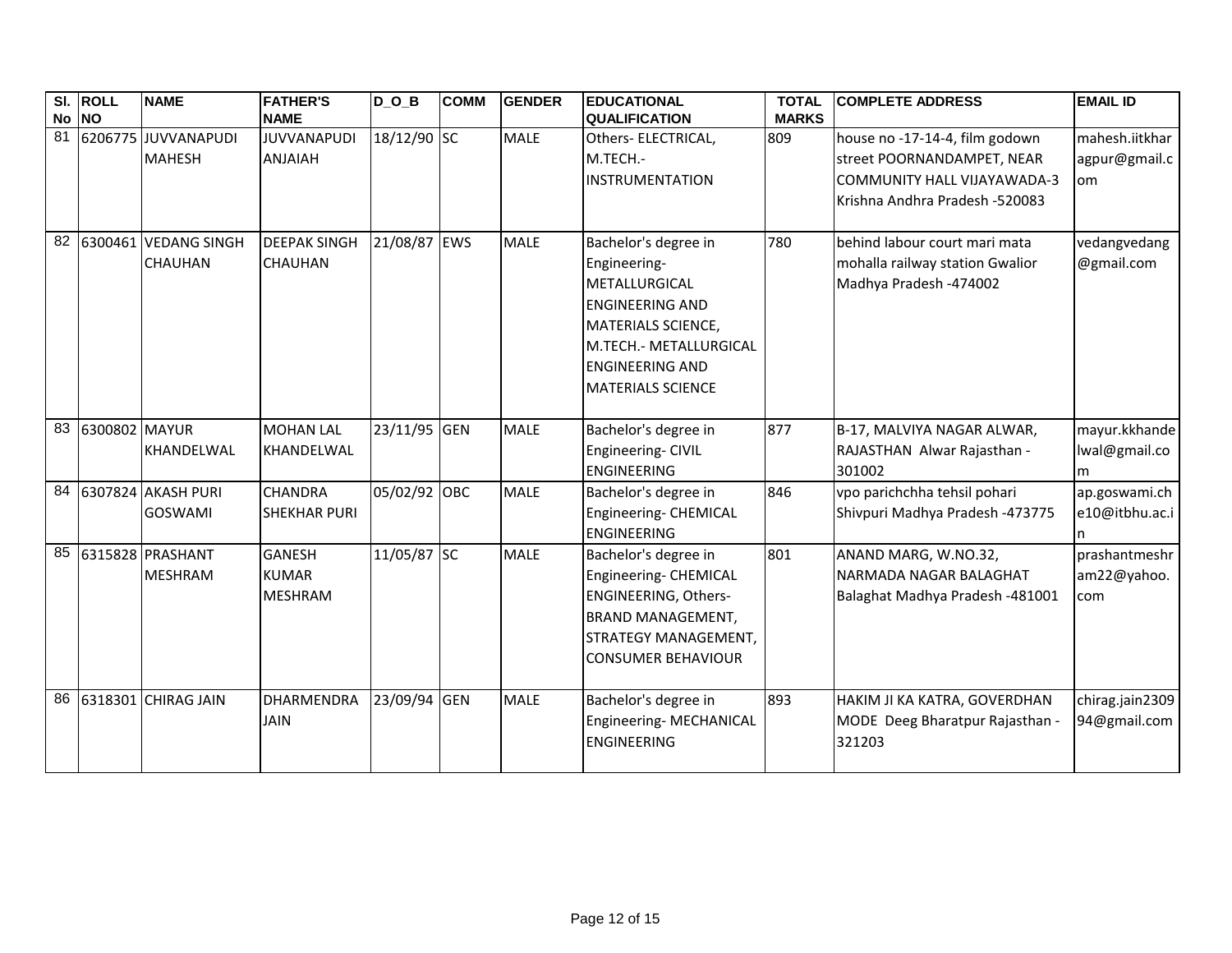| Sl. No | ROLL NO | NAME | FATHER'S NAME | D_O_B | COMM | GENDER | EDUCATIONAL QUALIFICATION | TOTAL MARKS | COMPLETE ADDRESS | EMAIL ID |
|---|---|---|---|---|---|---|---|---|---|---|
| 81 | 6206775 | JUVVANAPUDI MAHESH | JUVVANAPUDI ANJAIAH | 18/12/90 | SC | MALE | Others- ELECTRICAL, M.TECH.- INSTRUMENTATION | 809 | house no -17-14-4, film godown street POORNANDAMPET, NEAR COMMUNITY HALL VIJAYAWADA-3 Krishna Andhra Pradesh -520083 | mahesh.iitkharagpur@gmail.com |
| 82 | 6300461 | VEDANG SINGH CHAUHAN | DEEPAK SINGH CHAUHAN | 21/08/87 | EWS | MALE | Bachelor's degree in Engineering- METALLURGICAL ENGINEERING AND MATERIALS SCIENCE, M.TECH.- METALLURGICAL ENGINEERING AND MATERIALS SCIENCE | 780 | behind labour court mari mata mohalla railway station Gwalior Madhya Pradesh -474002 | vedangvedang@gmail.com |
| 83 | 6300802 | MAYUR KHANDELWAL | MOHAN LAL KHANDELWAL | 23/11/95 | GEN | MALE | Bachelor's degree in Engineering- CIVIL ENGINEERING | 877 | B-17, MALVIYA NAGAR ALWAR, RAJASTHAN Alwar Rajasthan -301002 | mayur.kkhandelwal@gmail.com |
| 84 | 6307824 | AKASH PURI GOSWAMI | CHANDRA SHEKHAR PURI | 05/02/92 | OBC | MALE | Bachelor's degree in Engineering- CHEMICAL ENGINEERING | 846 | vpo parichchha tehsil pohari Shivpuri Madhya Pradesh -473775 | ap.goswami.che10@itbhu.ac.in |
| 85 | 6315828 | PRASHANT MESHRAM | GANESH KUMAR MESHRAM | 11/05/87 | SC | MALE | Bachelor's degree in Engineering- CHEMICAL ENGINEERING, Others- BRAND MANAGEMENT, STRATEGY MANAGEMENT, CONSUMER BEHAVIOUR | 801 | ANAND MARG, W.NO.32, NARMADA NAGAR BALAGHAT Balaghat Madhya Pradesh -481001 | prashantmeshram22@yahoo.com |
| 86 | 6318301 | CHIRAG JAIN | DHARMENDRA JAIN | 23/09/94 | GEN | MALE | Bachelor's degree in Engineering- MECHANICAL ENGINEERING | 893 | HAKIM JI KA KATRA, GOVERDHAN MODE Deeg Bharatpur Rajasthan -321203 | chirag.jain230994@gmail.com |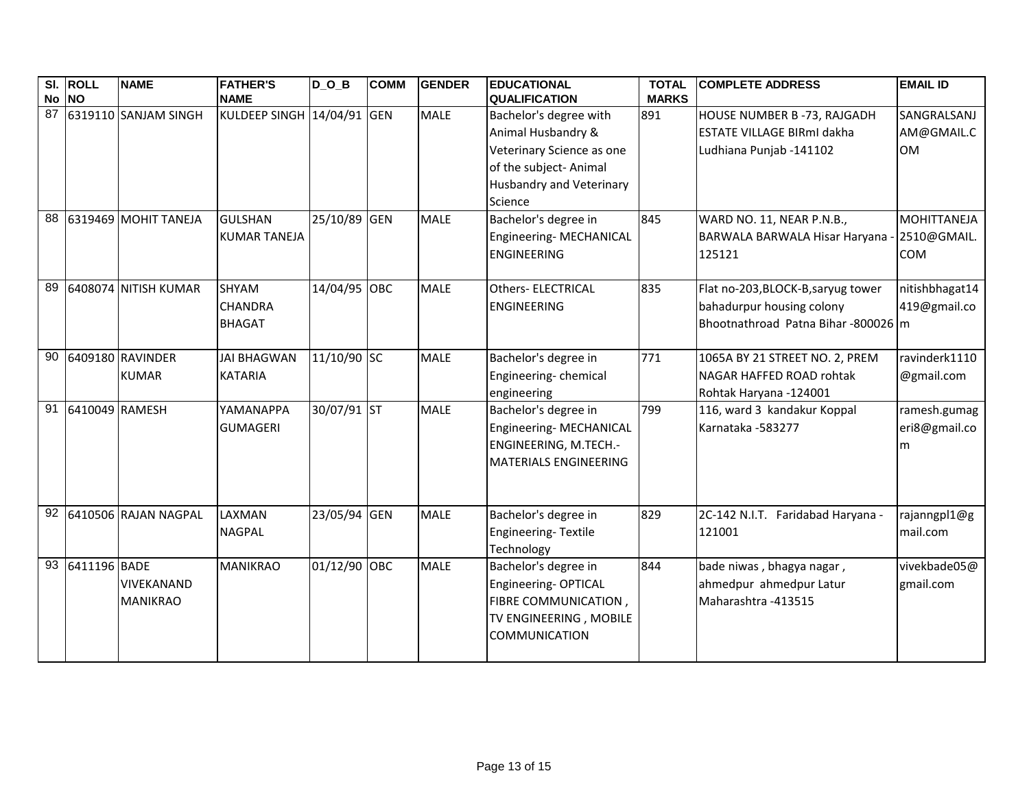| Sl. No | ROLL NO | NAME | FATHER'S NAME | D_O_B | COMM | GENDER | EDUCATIONAL QUALIFICATION | TOTAL MARKS | COMPLETE ADDRESS | EMAIL ID |
|---|---|---|---|---|---|---|---|---|---|---|
| 87 | 6319110 | SANJAM SINGH | KULDEEP SINGH | 14/04/91 | GEN | MALE | Bachelor's degree with Animal Husbandry & Veterinary Science as one of the subject- Animal Husbandry and Veterinary Science | 891 | HOUSE NUMBER B -73, RAJGADH ESTATE VILLAGE BIRmI dakha Ludhiana Punjab -141102 | SANGRALSANJAM@GMAIL.COM |
| 88 | 6319469 | MOHIT TANEJA | GULSHAN KUMAR TANEJA | 25/10/89 | GEN | MALE | Bachelor's degree in Engineering- MECHANICAL ENGINEERING | 845 | WARD NO. 11, NEAR P.N.B., BARWALA BARWALA Hisar Haryana - 125121 | MOHITTANEJA2510@GMAIL.COM |
| 89 | 6408074 | NITISH KUMAR | SHYAM CHANDRA BHAGAT | 14/04/95 | OBC | MALE | Others- ELECTRICAL ENGINEERING | 835 | Flat no-203,BLOCK-B,saryug tower bahadurpur housing colony Bhootnathroad Patna Bihar -800026 | nitishbhagat14419@gmail.com |
| 90 | 6409180 | RAVINDER KUMAR | JAI BHAGWAN KATARIA | 11/10/90 | SC | MALE | Bachelor's degree in Engineering- chemical engineering | 771 | 1065A BY 21 STREET NO. 2, PREM NAGAR HAFFED ROAD rohtak Rohtak Haryana -124001 | ravinderk1110@gmail.com |
| 91 | 6410049 | RAMESH | YAMANAPPA GUMAGERI | 30/07/91 | ST | MALE | Bachelor's degree in Engineering- MECHANICAL ENGINEERING, M.TECH.- MATERIALS ENGINEERING | 799 | 116, ward 3 kandakur Koppal Karnataka -583277 | ramesh.gumageri8@gmail.com |
| 92 | 6410506 | RAJAN NAGPAL | LAXMAN NAGPAL | 23/05/94 | GEN | MALE | Bachelor's degree in Engineering- Textile Technology | 829 | 2C-142 N.I.T. Faridabad Haryana - 121001 | rajanngpl1@gmail.com |
| 93 | 6411196 | BADE VIVEKANAND MANIKRAO | MANIKRAO | 01/12/90 | OBC | MALE | Bachelor's degree in Engineering- OPTICAL FIBRE COMMUNICATION , TV ENGINEERING , MOBILE COMMUNICATION | 844 | bade niwas , bhagya nagar , ahmedpur ahmedpur Latur Maharashtra -413515 | vivekbade05@gmail.com |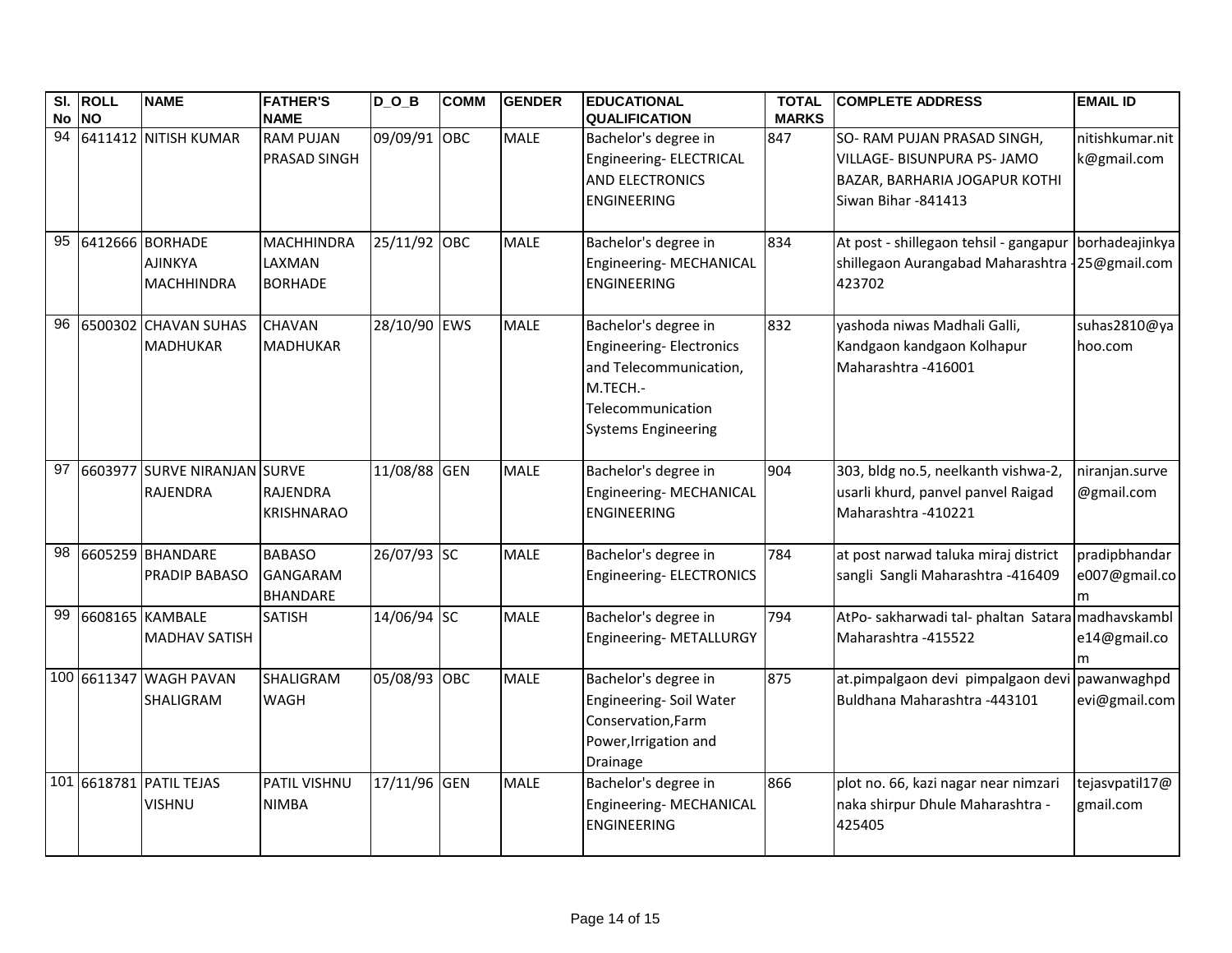| Sl. No | ROLL NO | NAME | FATHER'S NAME | D_O_B | COMM | GENDER | EDUCATIONAL QUALIFICATION | TOTAL MARKS | COMPLETE ADDRESS | EMAIL ID |
|---|---|---|---|---|---|---|---|---|---|---|
| 94 | 6411412 | NITISH KUMAR | RAM PUJAN PRASAD SINGH | 09/09/91 | OBC | MALE | Bachelor's degree in Engineering- ELECTRICAL AND ELECTRONICS ENGINEERING | 847 | SO- RAM PUJAN PRASAD SINGH, VILLAGE- BISUNPURA PS- JAMO BAZAR, BARHARIA JOGAPUR KOTHI Siwan Bihar -841413 | nitishkumar.nitk@gmail.com |
| 95 | 6412666 | BORHADE AJINKYA MACHHINDRA | MACHHINDRA LAXMAN BORHADE | 25/11/92 | OBC | MALE | Bachelor's degree in Engineering- MECHANICAL ENGINEERING | 834 | At post - shillegaon tehsil - gangapur shillegaon Aurangabad Maharashtra -423702 | borhadeajinkya25@gmail.com |
| 96 | 6500302 | CHAVAN SUHAS MADHUKAR | CHAVAN MADHUKAR | 28/10/90 | EWS | MALE | Bachelor's degree in Engineering- Electronics and Telecommunication, M.TECH.- Telecommunication Systems Engineering | 832 | yashoda niwas Madhali Galli, Kandgaon kandgaon Kolhapur Maharashtra -416001 | suhas2810@yahoo.com |
| 97 | 6603977 | SURVE NIRANJAN RAJENDRA | SURVE RAJENDRA KRISHNARAO | 11/08/88 | GEN | MALE | Bachelor's degree in Engineering- MECHANICAL ENGINEERING | 904 | 303, bldg no.5, neelkanth vishwa-2, usarli khurd, panvel panvel Raigad Maharashtra -410221 | niranjan.surve@gmail.com |
| 98 | 6605259 | BHANDARE PRADIP BABASO | BABASO GANGARAM BHANDARE | 26/07/93 | SC | MALE | Bachelor's degree in Engineering- ELECTRONICS | 784 | at post narwad taluka miraj district sangli Sangli Maharashtra -416409 | pradipbhandare007@gmail.com |
| 99 | 6608165 | KAMBALE MADHAV SATISH | SATISH | 14/06/94 | SC | MALE | Bachelor's degree in Engineering- METALLURGY | 794 | AtPo- sakharwadi tal- phaltan Satara Maharashtra -415522 | madhavskamble14@gmail.com |
| 100 | 6611347 | WAGH PAVAN SHALIGRAM | SHALIGRAM WAGH | 05/08/93 | OBC | MALE | Bachelor's degree in Engineering- Soil Water Conservation,Farm Power,Irrigation and Drainage | 875 | at.pimpalgaon devi pimpalgaon devi Buldhana Maharashtra -443101 | pawanwaghpdevi@gmail.com |
| 101 | 6618781 | PATIL TEJAS VISHNU | PATIL VISHNU NIMBA | 17/11/96 | GEN | MALE | Bachelor's degree in Engineering- MECHANICAL ENGINEERING | 866 | plot no. 66, kazi nagar near nimzari naka shirpur Dhule Maharashtra -425405 | tejasvpatil17@gmail.com |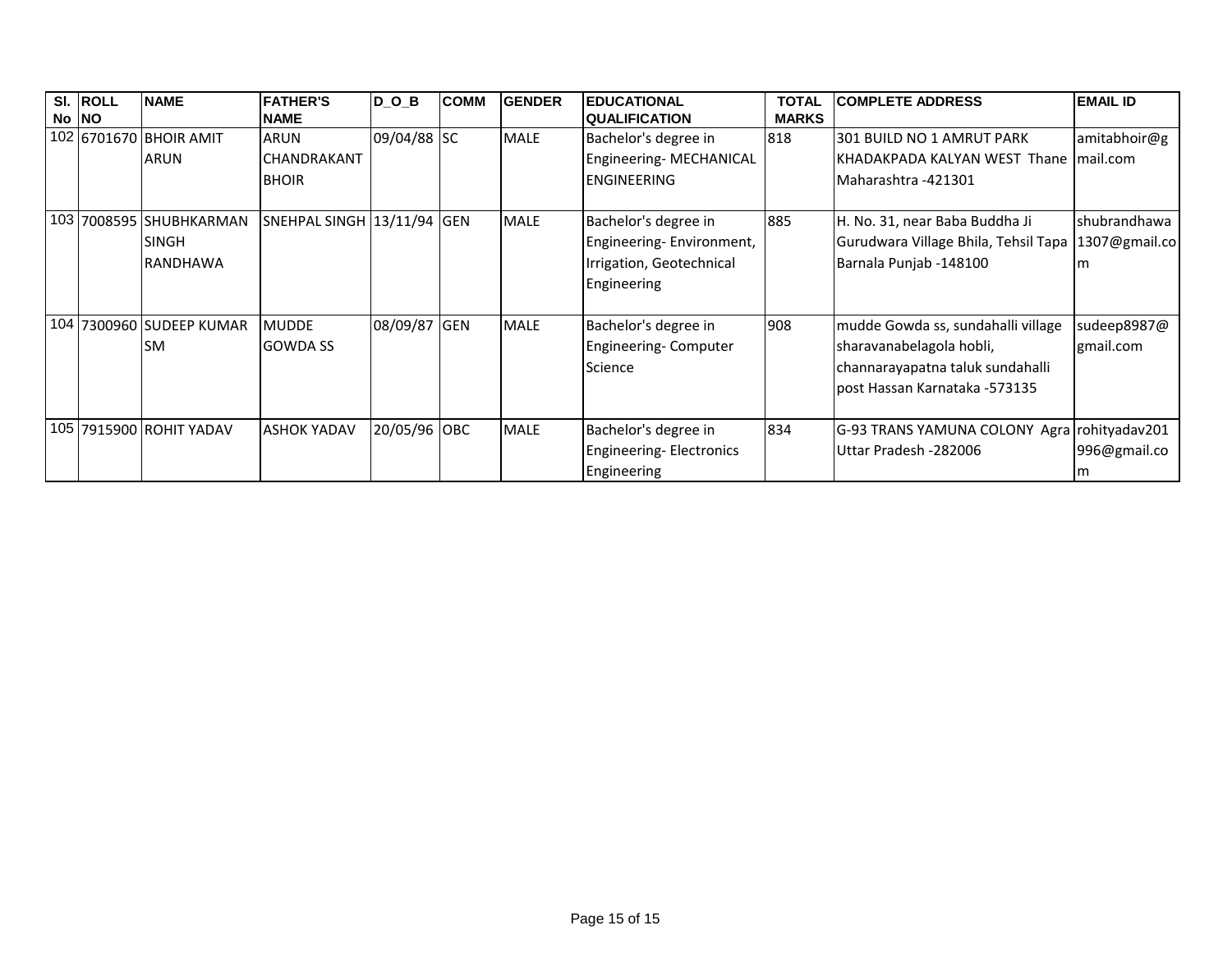| Sl. No | ROLL NO | NAME | FATHER'S NAME | D_O_B | COMM | GENDER | EDUCATIONAL QUALIFICATION | TOTAL MARKS | COMPLETE ADDRESS | EMAIL ID |
|---|---|---|---|---|---|---|---|---|---|---|
| 102 | 6701670 | BHOIR AMIT ARUN | ARUN CHANDRAKANT BHOIR | 09/04/88 | SC | MALE | Bachelor's degree in Engineering- MECHANICAL ENGINEERING | 818 | 301 BUILD NO 1 AMRUT PARK KHADAKPADA KALYAN WEST Thane Maharashtra -421301 | amitabhoir@gmail.com |
| 103 | 7008595 | SHUBHKARMAN SINGH RANDHAWA | SNEHPAL SINGH | 13/11/94 | GEN | MALE | Bachelor's degree in Engineering- Environment, Irrigation, Geotechnical Engineering | 885 | H. No. 31, near Baba Buddha Ji Gurudwara Village Bhila, Tehsil Tapa Barnala Punjab -148100 | shubrandhawa1307@gmail.com |
| 104 | 7300960 | SUDEEP KUMAR SM | MUDDE GOWDA SS | 08/09/87 | GEN | MALE | Bachelor's degree in Engineering- Computer Science | 908 | mudde Gowda ss, sundahalli village sharavanabelagola hobli, channarayapatna taluk sundahalli post Hassan Karnataka -573135 | sudeep8987@gmail.com |
| 105 | 7915900 | ROHIT YADAV | ASHOK YADAV | 20/05/96 | OBC | MALE | Bachelor's degree in Engineering- Electronics Engineering | 834 | G-93 TRANS YAMUNA COLONY Agra Uttar Pradesh -282006 | rohityadav201996@gmail.com |